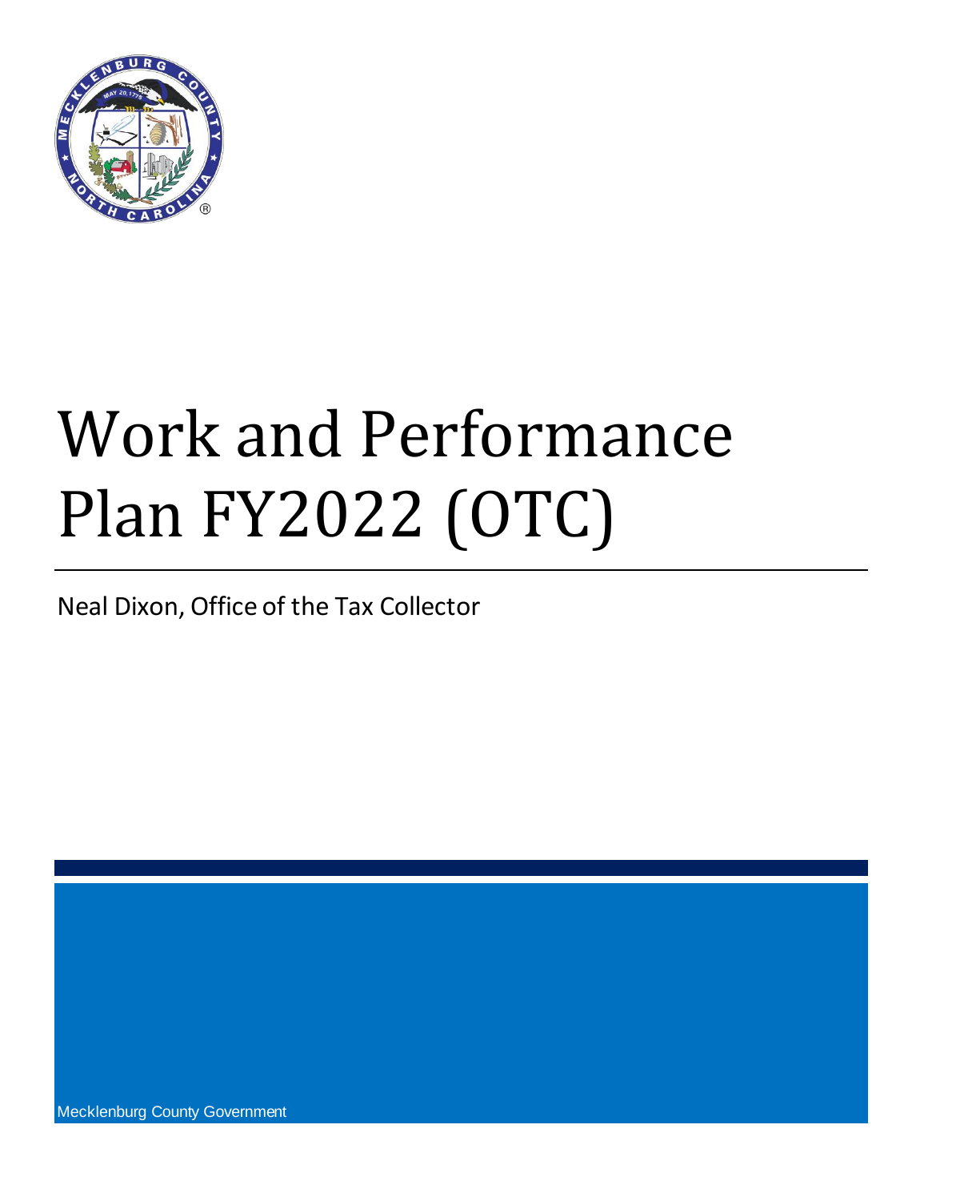# Work and Performance Plan FY2022 (OTC)

Neal Dixon, Office of the Tax Collector

Mecklenburg County Government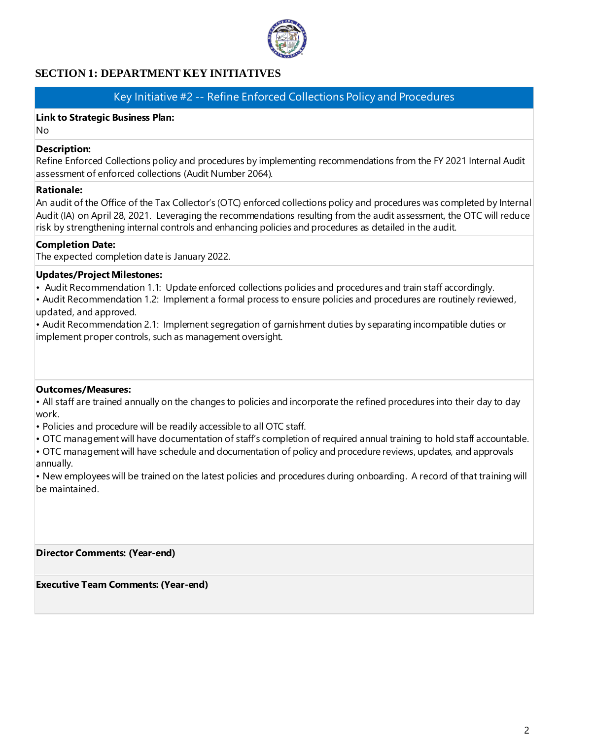## SECTION 1: DEPARTMENT KEY INITIATIVES

### Key Initiative #2 -- Refine Enforced Collections Policy and Procedures

**Link to Strategic Business Plan:**
No

**Description:**
Refine Enforced Collections policy and procedures by implementing recommendations from the FY 2021 Internal Audit assessment of enforced collections (Audit Number 2064).

**Rationale:**
An audit of the Office of the Tax Collector's (OTC) enforced collections policy and procedures was completed by Internal Audit (IA) on April 28, 2021. Leveraging the recommendations resulting from the audit assessment, the OTC will reduce risk by strengthening internal controls and enhancing policies and procedures as detailed in the audit.

**Completion Date:**
The expected completion date is January 2022.

**Updates/Project Milestones:**

- Audit Recommendation 1.1: Update enforced collections policies and procedures and train staff accordingly.
- Audit Recommendation 1.2: Implement a formal process to ensure policies and procedures are routinely reviewed, updated, and approved.
- Audit Recommendation 2.1: Implement segregation of garnishment duties by separating incompatible duties or implement proper controls, such as management oversight.

**Outcomes/Measures:**

- All staff are trained annually on the changes to policies and incorporate the refined procedures into their day to day work.
- Policies and procedure will be readily accessible to all OTC staff.
- OTC management will have documentation of staff's completion of required annual training to hold staff accountable.
- OTC management will have schedule and documentation of policy and procedure reviews, updates, and approvals annually.
- New employees will be trained on the latest policies and procedures during onboarding. A record of that training will be maintained.

**Director Comments: (Year-end)**

**Executive Team Comments: (Year-end)**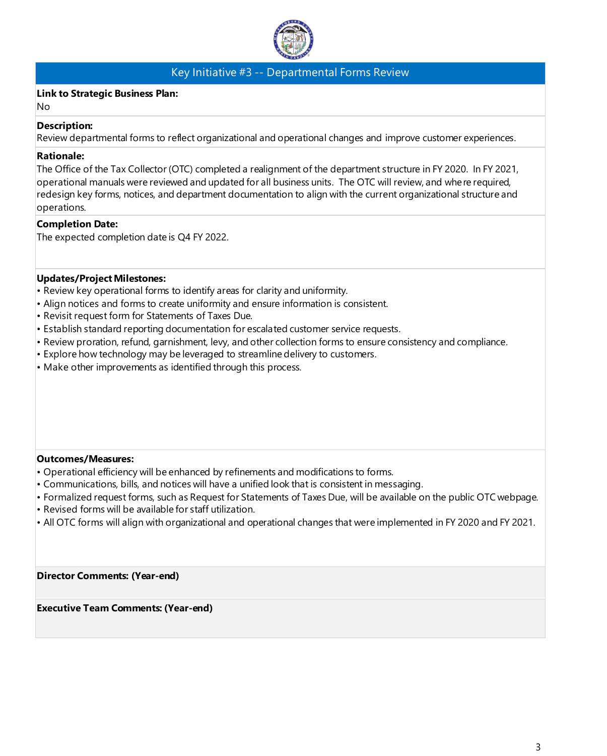## Key Initiative #3 -- Departmental Forms Review

**Link to Strategic Business Plan:**
No

**Description:**
Review departmental forms to reflect organizational and operational changes and improve customer experiences.

**Rationale:**
The Office of the Tax Collector (OTC) completed a realignment of the department structure in FY 2020. In FY 2021, operational manuals were reviewed and updated for all business units. The OTC will review, and where required, redesign key forms, notices, and department documentation to align with the current organizational structure and operations.

**Completion Date:**
The expected completion date is Q4 FY 2022.

**Updates/Project Milestones:**
- Review key operational forms to identify areas for clarity and uniformity.
- Align notices and forms to create uniformity and ensure information is consistent.
- Revisit request form for Statements of Taxes Due.
- Establish standard reporting documentation for escalated customer service requests.
- Review proration, refund, garnishment, levy, and other collection forms to ensure consistency and compliance.
- Explore how technology may be leveraged to streamline delivery to customers.
- Make other improvements as identified through this process.

**Outcomes/Measures:**
- Operational efficiency will be enhanced by refinements and modifications to forms.
- Communications, bills, and notices will have a unified look that is consistent in messaging.
- Formalized request forms, such as Request for Statements of Taxes Due, will be available on the public OTC webpage.
- Revised forms will be available for staff utilization.
- All OTC forms will align with organizational and operational changes that were implemented in FY 2020 and FY 2021.

**Director Comments: (Year-end)**

**Executive Team Comments: (Year-end)**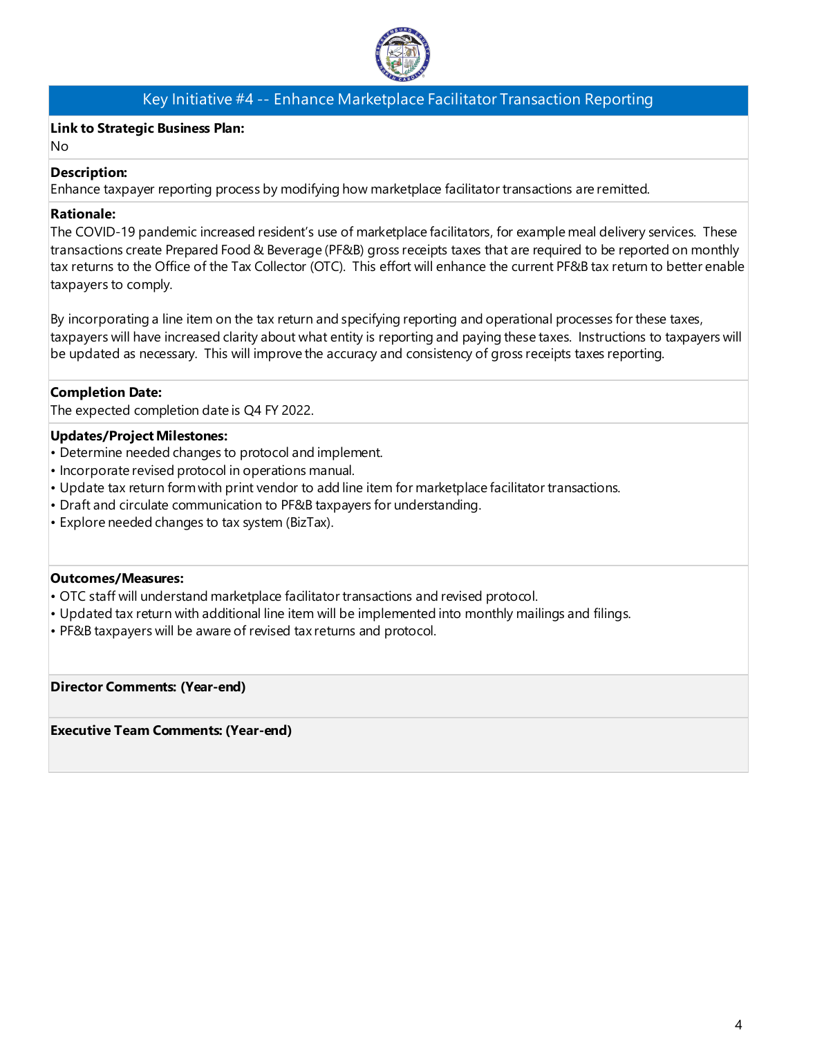## Key Initiative #4 -- Enhance Marketplace Facilitator Transaction Reporting

**Link to Strategic Business Plan:**
No

**Description:**
Enhance taxpayer reporting process by modifying how marketplace facilitator transactions are remitted.

**Rationale:**
The COVID-19 pandemic increased resident's use of marketplace facilitators, for example meal delivery services. These transactions create Prepared Food & Beverage (PF&B) gross receipts taxes that are required to be reported on monthly tax returns to the Office of the Tax Collector (OTC). This effort will enhance the current PF&B tax return to better enable taxpayers to comply.

By incorporating a line item on the tax return and specifying reporting and operational processes for these taxes, taxpayers will have increased clarity about what entity is reporting and paying these taxes. Instructions to taxpayers will be updated as necessary. This will improve the accuracy and consistency of gross receipts taxes reporting.

**Completion Date:**
The expected completion date is Q4 FY 2022.

**Updates/Project Milestones:**
- Determine needed changes to protocol and implement.
- Incorporate revised protocol in operations manual.
- Update tax return form with print vendor to add line item for marketplace facilitator transactions.
- Draft and circulate communication to PF&B taxpayers for understanding.
- Explore needed changes to tax system (BizTax).

**Outcomes/Measures:**
- OTC staff will understand marketplace facilitator transactions and revised protocol.
- Updated tax return with additional line item will be implemented into monthly mailings and filings.
- PF&B taxpayers will be aware of revised tax returns and protocol.

**Director Comments: (Year-end)**

**Executive Team Comments: (Year-end)**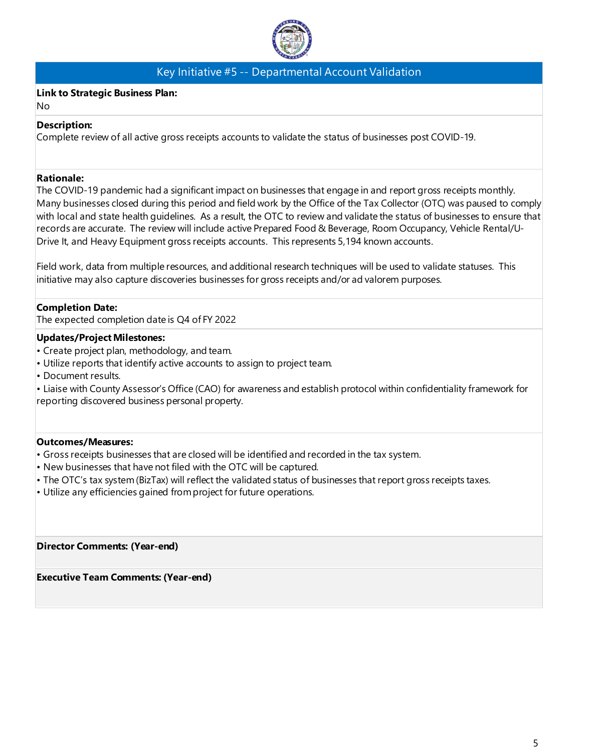## Key Initiative #5 -- Departmental Account Validation

**Link to Strategic Business Plan:**
No

**Description:**
Complete review of all active gross receipts accounts to validate the status of businesses post COVID-19.

**Rationale:**
The COVID-19 pandemic had a significant impact on businesses that engage in and report gross receipts monthly. Many businesses closed during this period and field work by the Office of the Tax Collector (OTC) was paused to comply with local and state health guidelines. As a result, the OTC to review and validate the status of businesses to ensure that records are accurate. The review will include active Prepared Food & Beverage, Room Occupancy, Vehicle Rental/U-Drive It, and Heavy Equipment gross receipts accounts. This represents 5,194 known accounts.

Field work, data from multiple resources, and additional research techniques will be used to validate statuses. This initiative may also capture discoveries businesses for gross receipts and/or ad valorem purposes.

**Completion Date:**
The expected completion date is Q4 of FY 2022

**Updates/Project Milestones:**
- Create project plan, methodology, and team.
- Utilize reports that identify active accounts to assign to project team.
- Document results.
- Liaise with County Assessor's Office (CAO) for awareness and establish protocol within confidentiality framework for reporting discovered business personal property.

**Outcomes/Measures:**
- Gross receipts businesses that are closed will be identified and recorded in the tax system.
- New businesses that have not filed with the OTC will be captured.
- The OTC's tax system (BizTax) will reflect the validated status of businesses that report gross receipts taxes.
- Utilize any efficiencies gained from project for future operations.

**Director Comments: (Year-end)**

**Executive Team Comments: (Year-end)**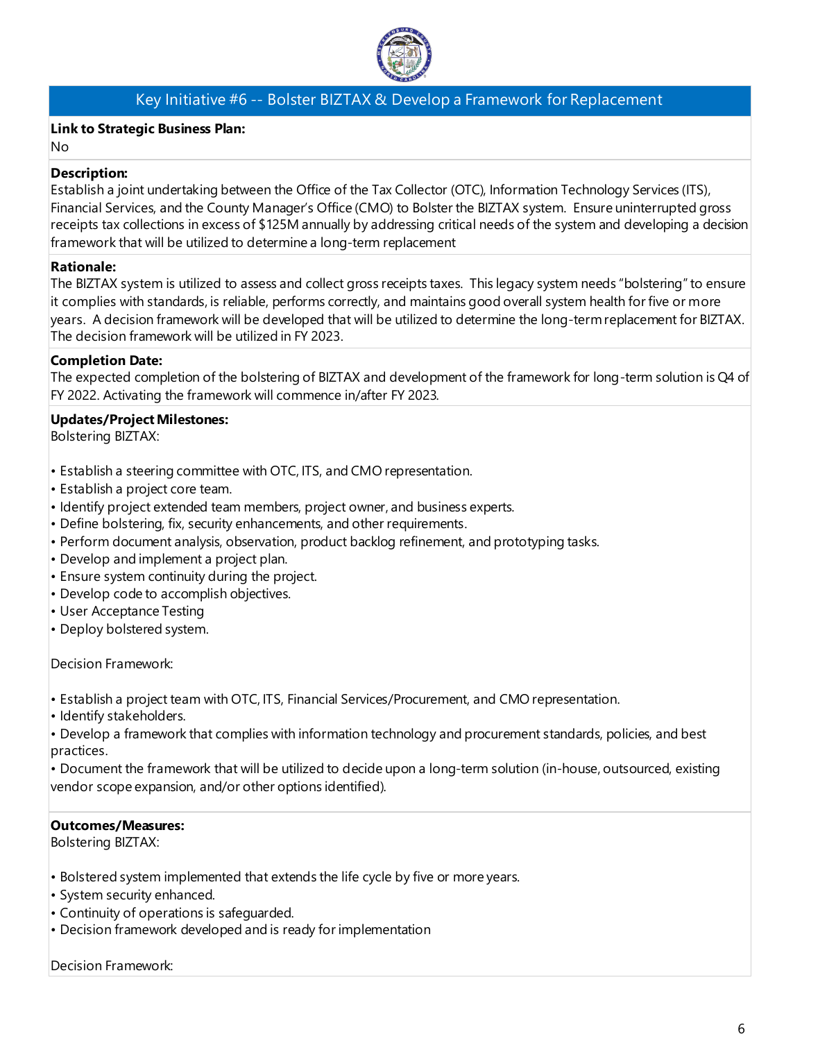## Key Initiative #6 -- Bolster BIZTAX & Develop a Framework for Replacement

**Link to Strategic Business Plan:**
No

**Description:**
Establish a joint undertaking between the Office of the Tax Collector (OTC), Information Technology Services (ITS), Financial Services, and the County Manager's Office (CMO) to Bolster the BIZTAX system. Ensure uninterrupted gross receipts tax collections in excess of $125M annually by addressing critical needs of the system and developing a decision framework that will be utilized to determine a long-term replacement

**Rationale:**
The BIZTAX system is utilized to assess and collect gross receipts taxes. This legacy system needs "bolstering" to ensure it complies with standards, is reliable, performs correctly, and maintains good overall system health for five or more years. A decision framework will be developed that will be utilized to determine the long-term replacement for BIZTAX. The decision framework will be utilized in FY 2023.

**Completion Date:**
The expected completion of the bolstering of BIZTAX and development of the framework for long-term solution is Q4 of FY 2022. Activating the framework will commence in/after FY 2023.

**Updates/Project Milestones:**
Bolstering BIZTAX:

- Establish a steering committee with OTC, ITS, and CMO representation.
- Establish a project core team.
- Identify project extended team members, project owner, and business experts.
- Define bolstering, fix, security enhancements, and other requirements.
- Perform document analysis, observation, product backlog refinement, and prototyping tasks.
- Develop and implement a project plan.
- Ensure system continuity during the project.
- Develop code to accomplish objectives.
- User Acceptance Testing
- Deploy bolstered system.

Decision Framework:

- Establish a project team with OTC, ITS, Financial Services/Procurement, and CMO representation.
- Identify stakeholders.
- Develop a framework that complies with information technology and procurement standards, policies, and best practices.
- Document the framework that will be utilized to decide upon a long-term solution (in-house, outsourced, existing vendor scope expansion, and/or other options identified).

**Outcomes/Measures:**
Bolstering BIZTAX:

- Bolstered system implemented that extends the life cycle by five or more years.
- System security enhanced.
- Continuity of operations is safeguarded.
- Decision framework developed and is ready for implementation

Decision Framework: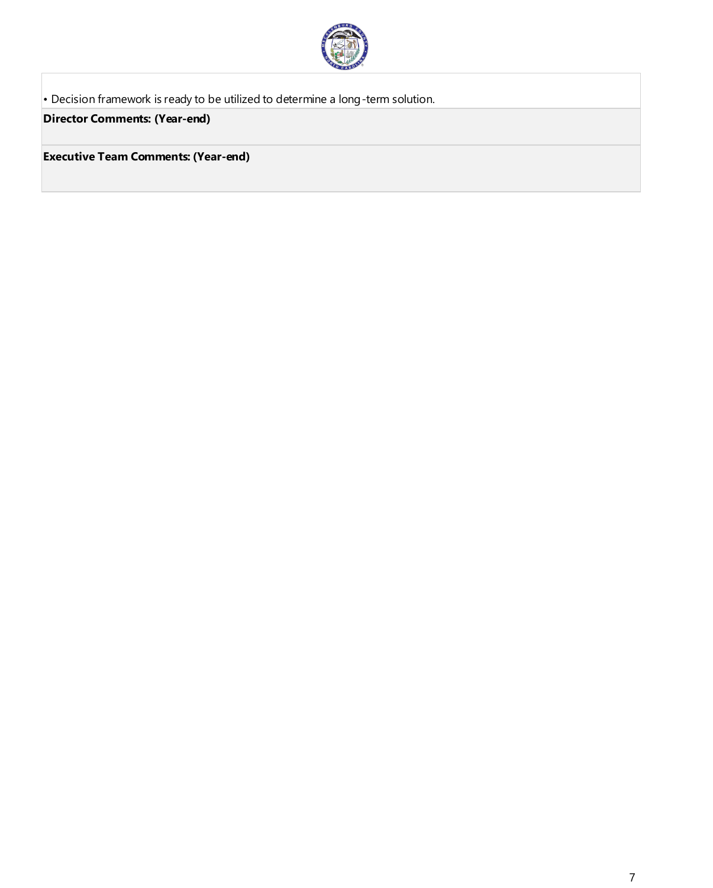• Decision framework is ready to be utilized to determine a long-term solution.

**Director Comments: (Year-end)**

**Executive Team Comments: (Year-end)**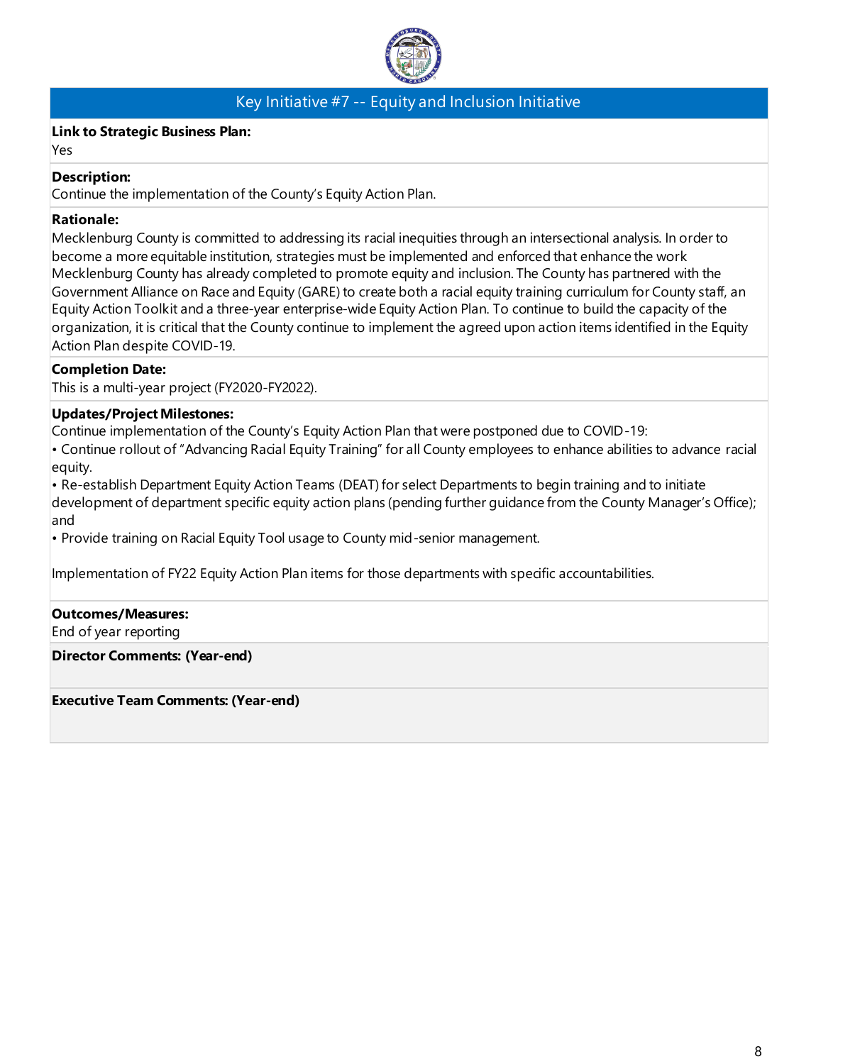## Key Initiative #7 -- Equity and Inclusion Initiative

**Link to Strategic Business Plan:**
Yes

**Description:**
Continue the implementation of the County's Equity Action Plan.

**Rationale:**
Mecklenburg County is committed to addressing its racial inequities through an intersectional analysis. In order to become a more equitable institution, strategies must be implemented and enforced that enhance the work Mecklenburg County has already completed to promote equity and inclusion. The County has partnered with the Government Alliance on Race and Equity (GARE) to create both a racial equity training curriculum for County staff, an Equity Action Toolkit and a three-year enterprise-wide Equity Action Plan. To continue to build the capacity of the organization, it is critical that the County continue to implement the agreed upon action items identified in the Equity Action Plan despite COVID-19.

**Completion Date:**
This is a multi-year project (FY2020-FY2022).

**Updates/Project Milestones:**
Continue implementation of the County's Equity Action Plan that were postponed due to COVID-19:

- Continue rollout of "Advancing Racial Equity Training" for all County employees to enhance abilities to advance racial equity.
- Re-establish Department Equity Action Teams (DEAT) for select Departments to begin training and to initiate development of department specific equity action plans (pending further guidance from the County Manager's Office); and
- Provide training on Racial Equity Tool usage to County mid-senior management.

Implementation of FY22 Equity Action Plan items for those departments with specific accountabilities.

**Outcomes/Measures:**
End of year reporting

**Director Comments: (Year-end)**

**Executive Team Comments: (Year-end)**